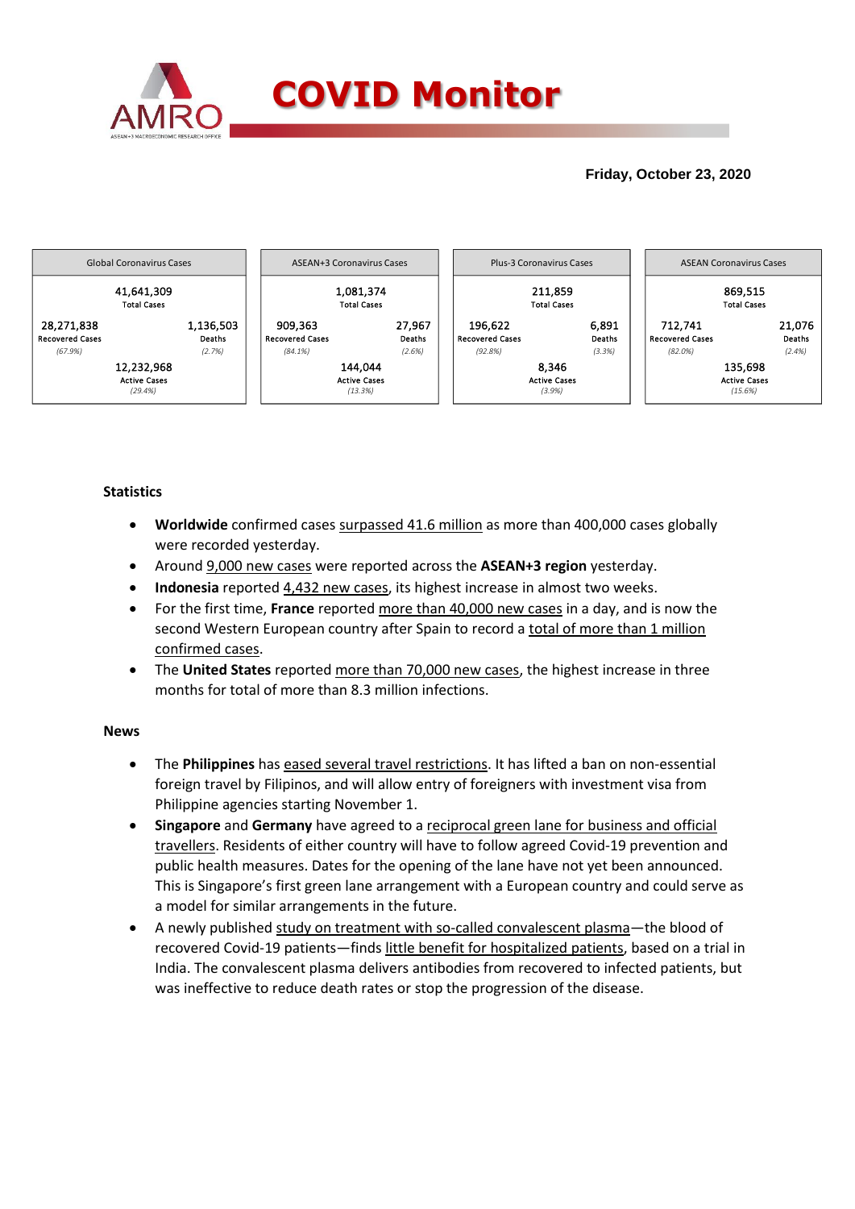# COVID Monitor

**Friday, October 23, 2020**

| Global Coronavirus Cases | | ASEAN+3 Coronavirus Cases | | Plus-3 Coronavirus Cases | | ASEAN Coronavirus Cases | |
|---|---|---|---|---|---|---|---|
| 41,641,309 Total Cases | | 1,081,374 Total Cases | | 211,859 Total Cases | | 869,515 Total Cases | |
| 28,271,838 Recovered Cases (67.9%) | 1,136,503 Deaths (2.7%) | 909,363 Recovered Cases (84.1%) | 27,967 Deaths (2.6%) | 196,622 Recovered Cases (92.8%) | 6,891 Deaths (3.3%) | 712,741 Recovered Cases (82.0%) | 21,076 Deaths (2.4%) |
| 12,232,968 Active Cases (29.4%) | | 144,044 Active Cases (13.3%) | | 8,346 Active Cases (3.9%) | | 135,698 Active Cases (15.6%) | |

**Statistics**

- **Worldwide** confirmed cases surpassed 41.6 million as more than 400,000 cases globally were recorded yesterday.
- Around 9,000 new cases were reported across the **ASEAN+3 region** yesterday.
- **Indonesia** reported 4,432 new cases, its highest increase in almost two weeks.
- For the first time, **France** reported more than 40,000 new cases in a day, and is now the second Western European country after Spain to record a total of more than 1 million confirmed cases.
- The **United States** reported more than 70,000 new cases, the highest increase in three months for total of more than 8.3 million infections.

**News**

- The **Philippines** has eased several travel restrictions. It has lifted a ban on non-essential foreign travel by Filipinos, and will allow entry of foreigners with investment visa from Philippine agencies starting November 1.
- **Singapore** and **Germany** have agreed to a reciprocal green lane for business and official travellers. Residents of either country will have to follow agreed Covid-19 prevention and public health measures. Dates for the opening of the lane have not yet been announced. This is Singapore's first green lane arrangement with a European country and could serve as a model for similar arrangements in the future.
- A newly published study on treatment with so-called convalescent plasma—the blood of recovered Covid-19 patients—finds little benefit for hospitalized patients, based on a trial in India. The convalescent plasma delivers antibodies from recovered to infected patients, but was ineffective to reduce death rates or stop the progression of the disease.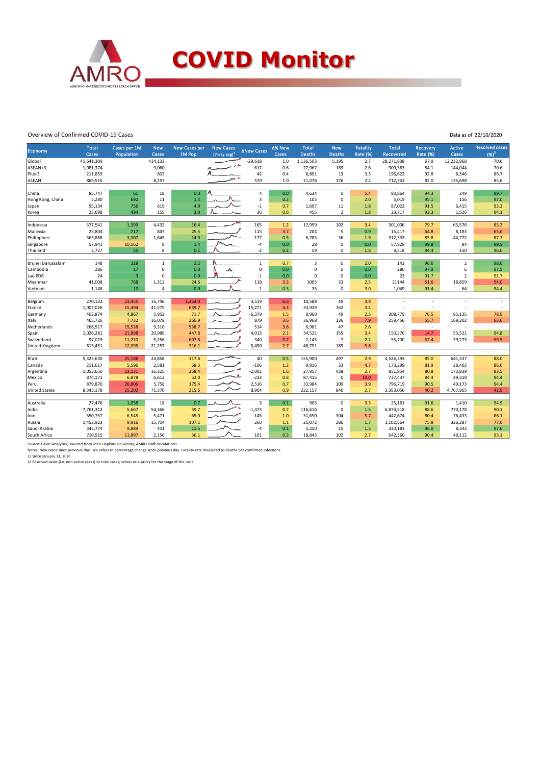# COVID Monitor

Overview of Confirmed COVID-19 Cases

Data as of 22/10/2020

| Economy | Total Cases | Cases per 1M Population | New Cases | New Cases per 1M Pop. | New Cases (7-day avg)[1] | ΔNew Cases | Δ% New Cases | Total Deaths | New Deaths | Fatality Rate (%) | Total Recovered | Recovery Rate (%) | Active Cases | Resolved cases (%)[2] |
|---|---|---|---|---|---|---|---|---|---|---|---|---|---|---|
| Global | 41,641,309 | | 414,133 | | | -29,618 | 1.0 | 1,136,503 | 5,195 | 2.7 | 28,271,838 | 67.9 | 12,232,968 | 70.6 |
| ASEAN+3 | 1,081,374 | | 9,060 | | | 612 | 0.8 | 27,967 | 189 | 2.6 | 909,363 | 84.1 | 144,044 | 70.6 |
| Plus-3 | 211,859 | | 803 | | | 42 | 0.4 | 6,891 | 13 | 3.3 | 196,622 | 92.8 | 8,346 | 86.7 |
| ASEAN | 869,515 | | 8,257 | | | 570 | 1.0 | 21,076 | 176 | 2.4 | 712,741 | 82.0 | 135,698 | 85.6 |
| | | | | | | | | | | | | | | |
| China | 85,747 | 61 | 18 | 0.0 | | 4 | 0.0 | 4,634 | 0 | 5.4 | 80,864 | 94.3 | 249 | 99.7 |
| Hong Kong, China | 5,280 | 692 | 11 | 1.4 | | 3 | 0.2 | 105 | 0 | 2.0 | 5,019 | 95.1 | 156 | 97.0 |
| Japan | 95,134 | 756 | 619 | 4.9 | | -1 | 0.7 | 1,697 | 11 | 1.8 | 87,022 | 91.5 | 6,415 | 93.3 |
| Korea | 25,698 | 494 | 155 | 3.0 | | 36 | 0.6 | 455 | 2 | 1.8 | 23,717 | 92.3 | 1,526 | 94.1 |
| | | | | | | | | | | | | | | |
| Indonesia | 377,541 | 1,399 | 4,432 | 16.4 | | 165 | 1.2 | 12,959 | 102 | 3.4 | 301,006 | 79.7 | 63,576 | 83.2 |
| Malaysia | 23,804 | 717 | 847 | 25.5 | | 115 | 3.7 | 204 | 5 | 0.9 | 15,417 | 64.8 | 8,183 | 65.6 |
| Philippines | 363,888 | 3,307 | 1,645 | 14.9 | | 177 | 0.5 | 6,783 | 36 | 1.9 | 312,333 | 85.8 | 44,772 | 87.7 |
| Singapore | 57,941 | 10,162 | 8 | 1.4 | | -4 | 0.0 | 28 | 0 | 0.0 | 57,829 | 99.8 | 84 | 99.9 |
| Thailand | 3,727 | 55 | 8 | 0.1 | | -2 | 0.2 | 59 | 0 | 1.6 | 3,518 | 94.4 | 150 | 96.0 |
| | | | | | | | | | | | | | | |
| Brunei Darussalam | 148 | 328 | 1 | 2.2 | | 1 | 0.7 | 3 | 0 | 2.0 | 143 | 96.6 | 2 | 98.6 |
| Cambodia | 286 | 17 | 0 | 0.0 | | 0 | 0.0 | 0 | 0 | 0.0 | 280 | 97.9 | 6 | 97.9 |
| Lao PDR | 24 | 3 | 0 | 0.0 | | -1 | 0.0 | 0 | 0 | 0.0 | 22 | 91.7 | 2 | 91.7 |
| Myanmar | 41,008 | 768 | 1,312 | 24.6 | | 118 | 3.3 | 1005 | 33 | 2.5 | 21144 | 51.6 | 18,859 | 54.0 |
| Vietnam | 1,148 | 12 | 4 | 0.0 | | 1 | 0.3 | 35 | 0 | 3.0 | 1,049 | 91.4 | 64 | 94.4 |
| | | | | | | | | | | | | | | |
| Belgium | 270,132 | 23,455 | 16,746 | 1,454.0 | | 3,519 | 6.6 | 10,588 | 49 | 3.9 | - | - | - | - |
| France | 1,007,026 | 15,494 | 41,575 | 639.7 | | 15,271 | 4.3 | 33,939 | 162 | 3.4 | - | - | - | - |
| Germany | 403,874 | 4,867 | 5,952 | 71.7 | | -6,379 | 1.5 | 9,960 | 49 | 2.5 | 308,779 | 76.5 | 85,135 | 78.9 |
| Italy | 465,726 | 7,732 | 16,078 | 266.9 | | 879 | 3.6 | 36,968 | 136 | 7.9 | 259,456 | 55.7 | 169,302 | 63.6 |
| Netherlands | 268,517 | 15,538 | 9,310 | 538.7 | | 514 | 3.6 | 6,981 | 47 | 2.6 | - | - | - | - |
| Spain | 1,026,281 | 21,898 | 20,986 | 447.8 | | 4,013 | 2.1 | 34,521 | 155 | 3.4 | 150,376 | 14.7 | 53,521 | 94.8 |
| Switzerland | 97,019 | 11,220 | 5,256 | 607.8 | | -340 | 5.7 | 2,145 | 7 | 2.2 | 55,700 | 57.4 | 39,273 | 59.5 |
| United Kingdom | 813,451 | 12,095 | 21,257 | 316.1 | | -5,450 | 2.7 | 46,791 | 189 | 5.8 | - | - | - | - |
| | | | | | | | | | | | | | | |
| Brazil | 5,323,630 | 25,186 | 24,858 | 117.6 | | 40 | 0.5 | 155,900 | 497 | 2.9 | 4,526,393 | 85.0 | 641,337 | 88.0 |
| Canada | 211,617 | 5,596 | 2,581 | 68.3 | | -106 | 1.2 | 9,916 | 33 | 4.7 | 173,299 | 81.9 | 28,402 | 86.6 |
| Argentina | 1,053,650 | 23,131 | 16,325 | 358.4 | | -2,001 | 1.6 | 27,957 | 438 | 2.7 | 851,854 | 80.8 | 173,839 | 83.5 |
| Mexico | 874,171 | 6,878 | 6,612 | 52.0 | | -233 | 0.8 | 87,415 | 0 | 10.0 | 737,437 | 84.4 | 49,319 | 94.4 |
| Peru | 879,876 | 26,806 | 5,758 | 175.4 | | 2,516 | 0.7 | 33,984 | 109 | 3.9 | 796,719 | 90.5 | 49,173 | 94.4 |
| United States | 8,343,178 | 25,202 | 71,370 | 215.6 | | 8,904 | 0.9 | 222,157 | 846 | 2.7 | 3,353,056 | 40.2 | 4,767,965 | 42.9 |
| | | | | | | | | | | | | | | |
| Australia | 27,476 | 1,058 | 18 | 0.7 | | 3 | 0.1 | 905 | 0 | 3.3 | 25,161 | 91.6 | 1,410 | 94.9 |
| India | 7,761,312 | 5,667 | 54,366 | 39.7 | | -1,473 | 0.7 | 116,616 | 0 | 1.5 | 6,874,518 | 88.6 | 770,178 | 90.1 |
| Iran | 550,757 | 6,545 | 5,471 | 65.0 | | -145 | 1.0 | 31,650 | 304 | 5.7 | 442,674 | 80.4 | 76,433 | 86.1 |
| Russia | 1,453,923 | 9,916 | 15,704 | 107.1 | | 260 | 1.1 | 25,072 | 286 | 1.7 | 1,102,564 | 75.8 | 326,287 | 77.6 |
| Saudi Arabia | 343,774 | 9,889 | 401 | 11.5 | | -4 | 0.1 | 5,250 | 15 | 1.5 | 330,181 | 96.0 | 8,343 | 97.6 |
| South Africa | 710,515 | 11,897 | 2,156 | 36.1 | | 101 | 0.3 | 18,843 | 102 | 2.7 | 642,560 | 90.4 | 49,112 | 93.1 |

Source: Haver Analytics, sourced from John Hopkins University; AMRO staff calculations.

Notes: New cases since previous day. Δ% refers to percentage change since previous day. Fatality rate measured as deaths per confirmed infections.

1/ Since January 31, 2020.

2/ Resolved cases (i.e. non-active cases) to total cases; serves as a proxy for the stage of the cycle.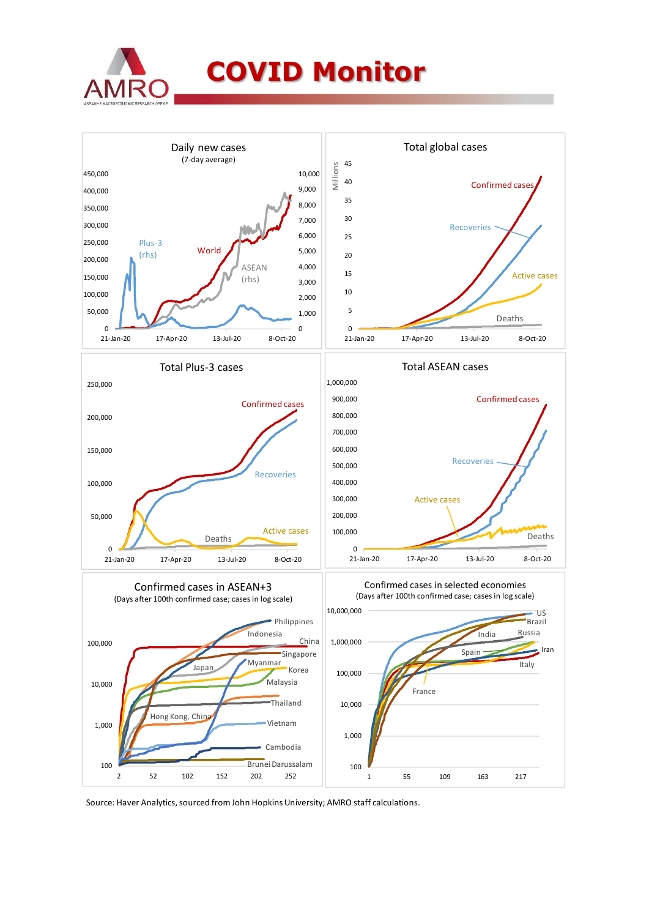# COVID Monitor

AMRO
ASEAN+3 MACROECONOMIC RESEARCH OFFICE

Daily new cases
(7-day average)

450,000
400,000
350,000
300,000
250,000
200,000
150,000
100,000
50,000
0

10,000
9,000
8,000
7,000
6,000
5,000
4,000
3,000
2,000
1,000
0

Plus-3 (rhs)
World
ASEAN (rhs)

21-Jan-20 17-Apr-20 13-Jul-20 8-Oct-20

Total global cases

Millions
45
40
35
30
25
20
15
10
5
0

Confirmed cases
Recoveries
Active cases
Deaths

21-Jan-20 17-Apr-20 13-Jul-20 8-Oct-20

Total Plus-3 cases

250,000
200,000
150,000
100,000
50,000
0

Confirmed cases
Recoveries
Active cases
Deaths

21-Jan-20 17-Apr-20 13-Jul-20 8-Oct-20

Total ASEAN cases

1,000,000
900,000
800,000
700,000
600,000
500,000
400,000
300,000
200,000
100,000
0

Confirmed cases
Recoveries
Active cases
Deaths

21-Jan-20 17-Apr-20 13-Jul-20 8-Oct-20

Confirmed cases in ASEAN+3
(Days after 100th confirmed case; cases in log scale)

100,000
10,000
1,000
100

Philippines
Indonesia
China
Singapore
Myanmar
Japan
Korea
Malaysia
Thailand
Hong Kong, China
Vietnam
Cambodia
Brunei Darussalam

2 52 102 152 202 252

Confirmed cases in selected economies
(Days after 100th confirmed case; cases in log scale)

10,000,000
1,000,000
100,000
10,000
1,000
100

US
Brazil
India
Russia
Iran
Spain
Italy
France

1 55 109 163 217

Source: Haver Analytics, sourced from John Hopkins University; AMRO staff calculations.